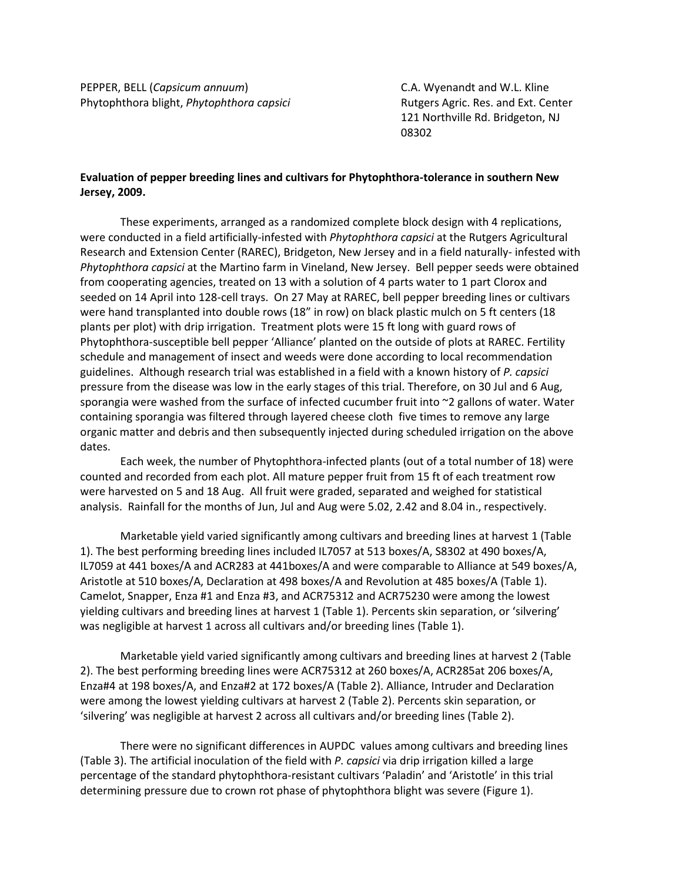PEPPER, BELL (*Capsicum annuum*)
Phytophthora blight, *Phytophthora capsici*

C.A. Wyenandt and W.L. Kline
Rutgers Agric. Res. and Ext. Center
121 Northville Rd. Bridgeton, NJ
08302

**Evaluation of pepper breeding lines and cultivars for Phytophthora-tolerance in southern New Jersey, 2009.**

These experiments, arranged as a randomized complete block design with 4 replications, were conducted in a field artificially-infested with *Phytophthora capsici* at the Rutgers Agricultural Research and Extension Center (RAREC), Bridgeton, New Jersey and in a field naturally- infested with *Phytophthora capsici* at the Martino farm in Vineland, New Jersey. Bell pepper seeds were obtained from cooperating agencies, treated on 13 with a solution of 4 parts water to 1 part Clorox and seeded on 14 April into 128-cell trays. On 27 May at RAREC, bell pepper breeding lines or cultivars were hand transplanted into double rows (18" in row) on black plastic mulch on 5 ft centers (18 plants per plot) with drip irrigation. Treatment plots were 15 ft long with guard rows of Phytophthora-susceptible bell pepper 'Alliance' planted on the outside of plots at RAREC. Fertility schedule and management of insect and weeds were done according to local recommendation guidelines. Although research trial was established in a field with a known history of *P. capsici* pressure from the disease was low in the early stages of this trial. Therefore, on 30 Jul and 6 Aug, sporangia were washed from the surface of infected cucumber fruit into ~2 gallons of water. Water containing sporangia was filtered through layered cheese cloth five times to remove any large organic matter and debris and then subsequently injected during scheduled irrigation on the above dates.

Each week, the number of Phytophthora-infected plants (out of a total number of 18) were counted and recorded from each plot. All mature pepper fruit from 15 ft of each treatment row were harvested on 5 and 18 Aug. All fruit were graded, separated and weighed for statistical analysis. Rainfall for the months of Jun, Jul and Aug were 5.02, 2.42 and 8.04 in., respectively.

Marketable yield varied significantly among cultivars and breeding lines at harvest 1 (Table 1). The best performing breeding lines included IL7057 at 513 boxes/A, S8302 at 490 boxes/A, IL7059 at 441 boxes/A and ACR283 at 441boxes/A and were comparable to Alliance at 549 boxes/A, Aristotle at 510 boxes/A, Declaration at 498 boxes/A and Revolution at 485 boxes/A (Table 1). Camelot, Snapper, Enza #1 and Enza #3, and ACR75312 and ACR75230 were among the lowest yielding cultivars and breeding lines at harvest 1 (Table 1). Percents skin separation, or 'silvering' was negligible at harvest 1 across all cultivars and/or breeding lines (Table 1).

Marketable yield varied significantly among cultivars and breeding lines at harvest 2 (Table 2). The best performing breeding lines were ACR75312 at 260 boxes/A, ACR285at 206 boxes/A, Enza#4 at 198 boxes/A, and Enza#2 at 172 boxes/A (Table 2). Alliance, Intruder and Declaration were among the lowest yielding cultivars at harvest 2 (Table 2). Percents skin separation, or 'silvering' was negligible at harvest 2 across all cultivars and/or breeding lines (Table 2).

There were no significant differences in AUPDC values among cultivars and breeding lines (Table 3). The artificial inoculation of the field with *P. capsici* via drip irrigation killed a large percentage of the standard phytophthora-resistant cultivars 'Paladin' and 'Aristotle' in this trial determining pressure due to crown rot phase of phytophthora blight was severe (Figure 1).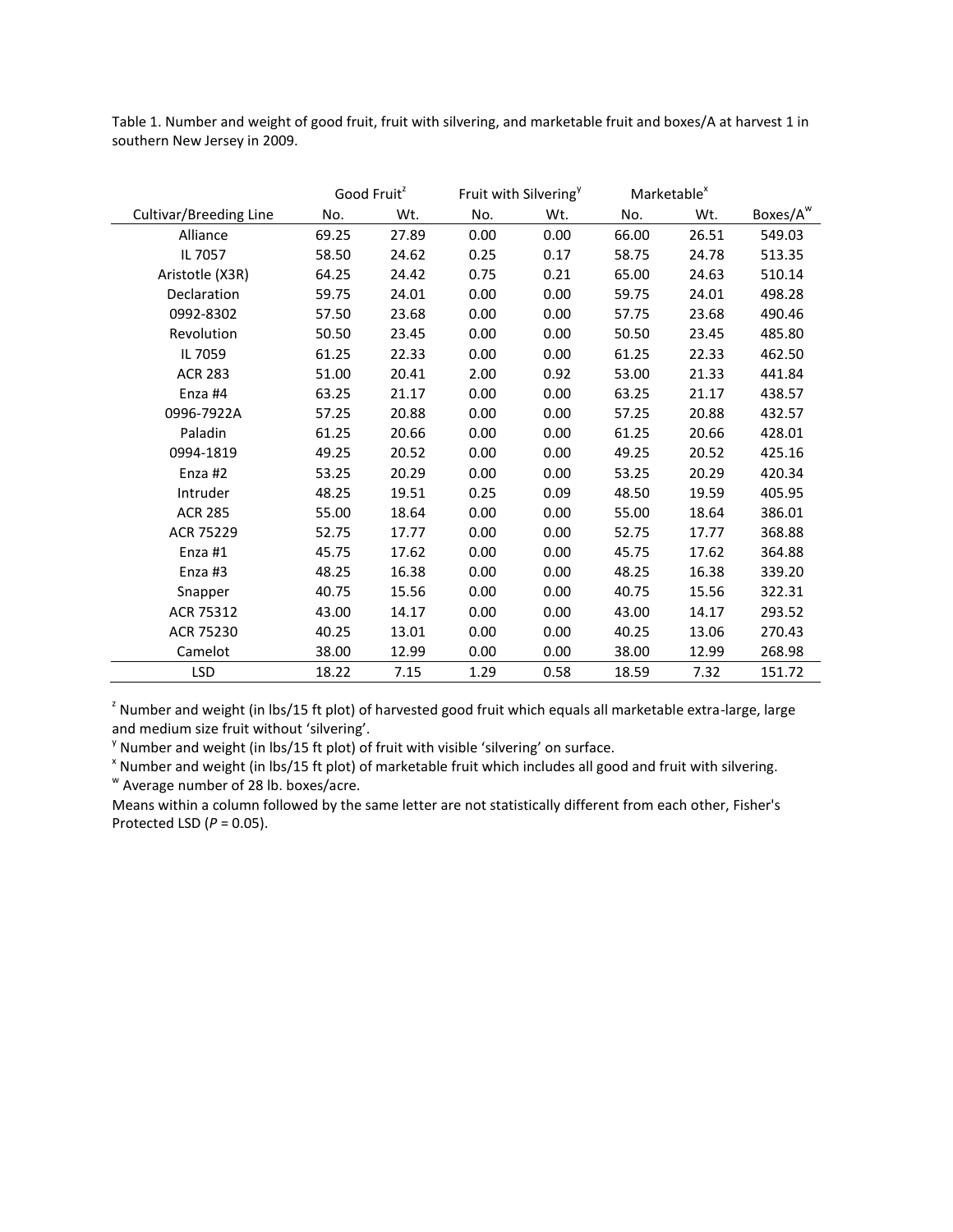Table 1. Number and weight of good fruit, fruit with silvering, and marketable fruit and boxes/A at harvest 1 in southern New Jersey in 2009.

| | Good Fruit[z] | | Fruit with Silvering[y] | | Marketable[x] | | |
|---|---|---|---|---|---|---|---|
| Cultivar/Breeding Line | No. | Wt. | No. | Wt. | No. | Wt. | Boxes/A[w] |
| Alliance | 69.25 | 27.89 | 0.00 | 0.00 | 66.00 | 26.51 | 549.03 |
| IL 7057 | 58.50 | 24.62 | 0.25 | 0.17 | 58.75 | 24.78 | 513.35 |
| Aristotle (X3R) | 64.25 | 24.42 | 0.75 | 0.21 | 65.00 | 24.63 | 510.14 |
| Declaration | 59.75 | 24.01 | 0.00 | 0.00 | 59.75 | 24.01 | 498.28 |
| 0992-8302 | 57.50 | 23.68 | 0.00 | 0.00 | 57.75 | 23.68 | 490.46 |
| Revolution | 50.50 | 23.45 | 0.00 | 0.00 | 50.50 | 23.45 | 485.80 |
| IL 7059 | 61.25 | 22.33 | 0.00 | 0.00 | 61.25 | 22.33 | 462.50 |
| ACR 283 | 51.00 | 20.41 | 2.00 | 0.92 | 53.00 | 21.33 | 441.84 |
| Enza #4 | 63.25 | 21.17 | 0.00 | 0.00 | 63.25 | 21.17 | 438.57 |
| 0996-7922A | 57.25 | 20.88 | 0.00 | 0.00 | 57.25 | 20.88 | 432.57 |
| Paladin | 61.25 | 20.66 | 0.00 | 0.00 | 61.25 | 20.66 | 428.01 |
| 0994-1819 | 49.25 | 20.52 | 0.00 | 0.00 | 49.25 | 20.52 | 425.16 |
| Enza #2 | 53.25 | 20.29 | 0.00 | 0.00 | 53.25 | 20.29 | 420.34 |
| Intruder | 48.25 | 19.51 | 0.25 | 0.09 | 48.50 | 19.59 | 405.95 |
| ACR 285 | 55.00 | 18.64 | 0.00 | 0.00 | 55.00 | 18.64 | 386.01 |
| ACR 75229 | 52.75 | 17.77 | 0.00 | 0.00 | 52.75 | 17.77 | 368.88 |
| Enza #1 | 45.75 | 17.62 | 0.00 | 0.00 | 45.75 | 17.62 | 364.88 |
| Enza #3 | 48.25 | 16.38 | 0.00 | 0.00 | 48.25 | 16.38 | 339.20 |
| Snapper | 40.75 | 15.56 | 0.00 | 0.00 | 40.75 | 15.56 | 322.31 |
| ACR 75312 | 43.00 | 14.17 | 0.00 | 0.00 | 43.00 | 14.17 | 293.52 |
| ACR 75230 | 40.25 | 13.01 | 0.00 | 0.00 | 40.25 | 13.06 | 270.43 |
| Camelot | 38.00 | 12.99 | 0.00 | 0.00 | 38.00 | 12.99 | 268.98 |
| LSD | 18.22 | 7.15 | 1.29 | 0.58 | 18.59 | 7.32 | 151.72 |

[z] Number and weight (in lbs/15 ft plot) of harvested good fruit which equals all marketable extra-large, large and medium size fruit without 'silvering'.

[y] Number and weight (in lbs/15 ft plot) of fruit with visible 'silvering' on surface.

[x] Number and weight (in lbs/15 ft plot) of marketable fruit which includes all good and fruit with silvering.

[w] Average number of 28 lb. boxes/acre.

Means within a column followed by the same letter are not statistically different from each other, Fisher's Protected LSD ($P = 0.05$).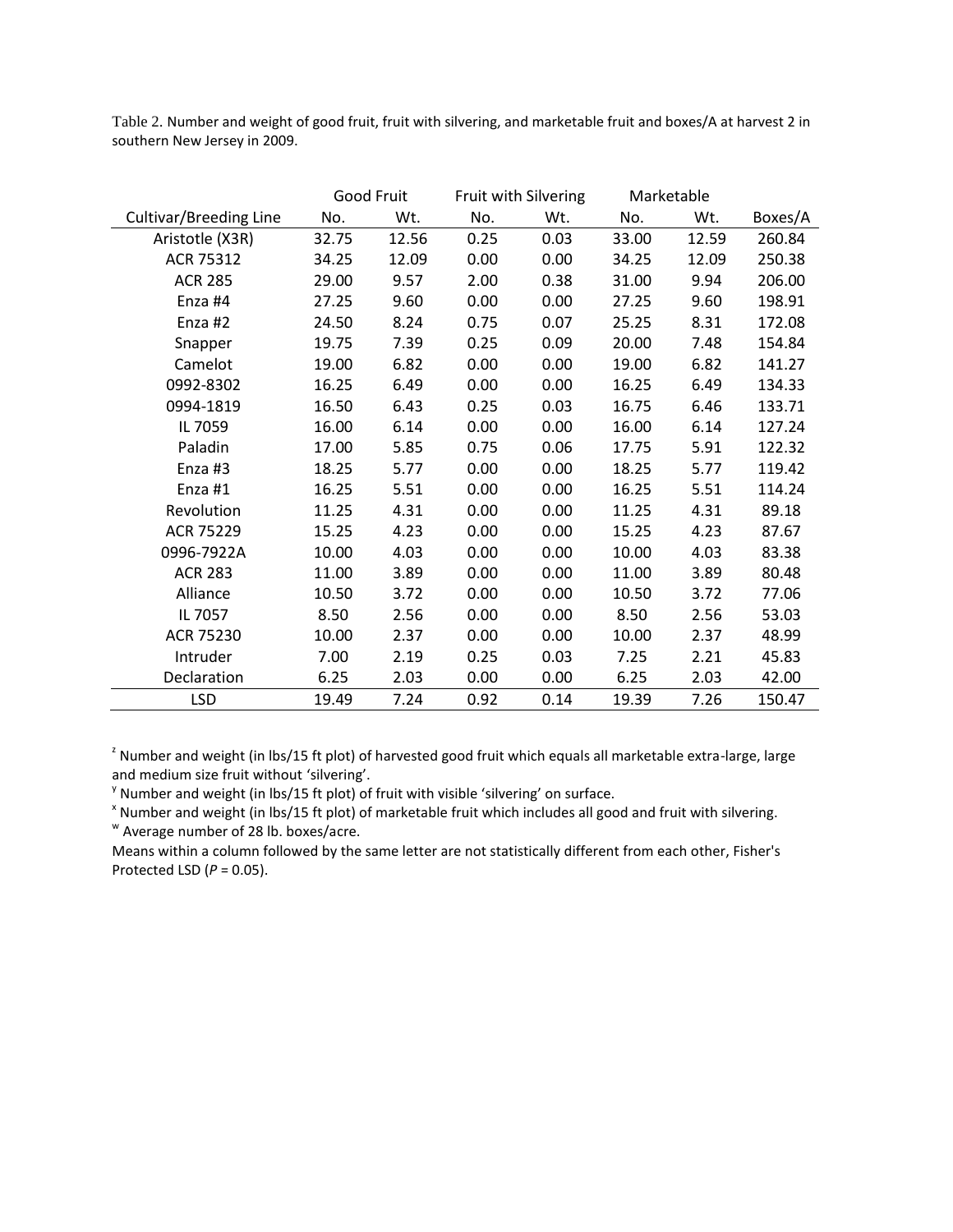Table 2. Number and weight of good fruit, fruit with silvering, and marketable fruit and boxes/A at harvest 2 in southern New Jersey in 2009.

| | Good Fruit | | Fruit with Silvering | | Marketable | | |
|---|---|---|---|---|---|---|---|
| Cultivar/Breeding Line | No. | Wt. | No. | Wt. | No. | Wt. | Boxes/A |
| Aristotle (X3R) | 32.75 | 12.56 | 0.25 | 0.03 | 33.00 | 12.59 | 260.84 |
| ACR 75312 | 34.25 | 12.09 | 0.00 | 0.00 | 34.25 | 12.09 | 250.38 |
| ACR 285 | 29.00 | 9.57 | 2.00 | 0.38 | 31.00 | 9.94 | 206.00 |
| Enza #4 | 27.25 | 9.60 | 0.00 | 0.00 | 27.25 | 9.60 | 198.91 |
| Enza #2 | 24.50 | 8.24 | 0.75 | 0.07 | 25.25 | 8.31 | 172.08 |
| Snapper | 19.75 | 7.39 | 0.25 | 0.09 | 20.00 | 7.48 | 154.84 |
| Camelot | 19.00 | 6.82 | 0.00 | 0.00 | 19.00 | 6.82 | 141.27 |
| 0992-8302 | 16.25 | 6.49 | 0.00 | 0.00 | 16.25 | 6.49 | 134.33 |
| 0994-1819 | 16.50 | 6.43 | 0.25 | 0.03 | 16.75 | 6.46 | 133.71 |
| IL 7059 | 16.00 | 6.14 | 0.00 | 0.00 | 16.00 | 6.14 | 127.24 |
| Paladin | 17.00 | 5.85 | 0.75 | 0.06 | 17.75 | 5.91 | 122.32 |
| Enza #3 | 18.25 | 5.77 | 0.00 | 0.00 | 18.25 | 5.77 | 119.42 |
| Enza #1 | 16.25 | 5.51 | 0.00 | 0.00 | 16.25 | 5.51 | 114.24 |
| Revolution | 11.25 | 4.31 | 0.00 | 0.00 | 11.25 | 4.31 | 89.18 |
| ACR 75229 | 15.25 | 4.23 | 0.00 | 0.00 | 15.25 | 4.23 | 87.67 |
| 0996-7922A | 10.00 | 4.03 | 0.00 | 0.00 | 10.00 | 4.03 | 83.38 |
| ACR 283 | 11.00 | 3.89 | 0.00 | 0.00 | 11.00 | 3.89 | 80.48 |
| Alliance | 10.50 | 3.72 | 0.00 | 0.00 | 10.50 | 3.72 | 77.06 |
| IL 7057 | 8.50 | 2.56 | 0.00 | 0.00 | 8.50 | 2.56 | 53.03 |
| ACR 75230 | 10.00 | 2.37 | 0.00 | 0.00 | 10.00 | 2.37 | 48.99 |
| Intruder | 7.00 | 2.19 | 0.25 | 0.03 | 7.25 | 2.21 | 45.83 |
| Declaration | 6.25 | 2.03 | 0.00 | 0.00 | 6.25 | 2.03 | 42.00 |
| LSD | 19.49 | 7.24 | 0.92 | 0.14 | 19.39 | 7.26 | 150.47 |

[z] Number and weight (in lbs/15 ft plot) of harvested good fruit which equals all marketable extra-large, large and medium size fruit without 'silvering'.

[y] Number and weight (in lbs/15 ft plot) of fruit with visible 'silvering' on surface.

[x] Number and weight (in lbs/15 ft plot) of marketable fruit which includes all good and fruit with silvering.

[w] Average number of 28 lb. boxes/acre.

Means within a column followed by the same letter are not statistically different from each other, Fisher's Protected LSD ($P = 0.05$).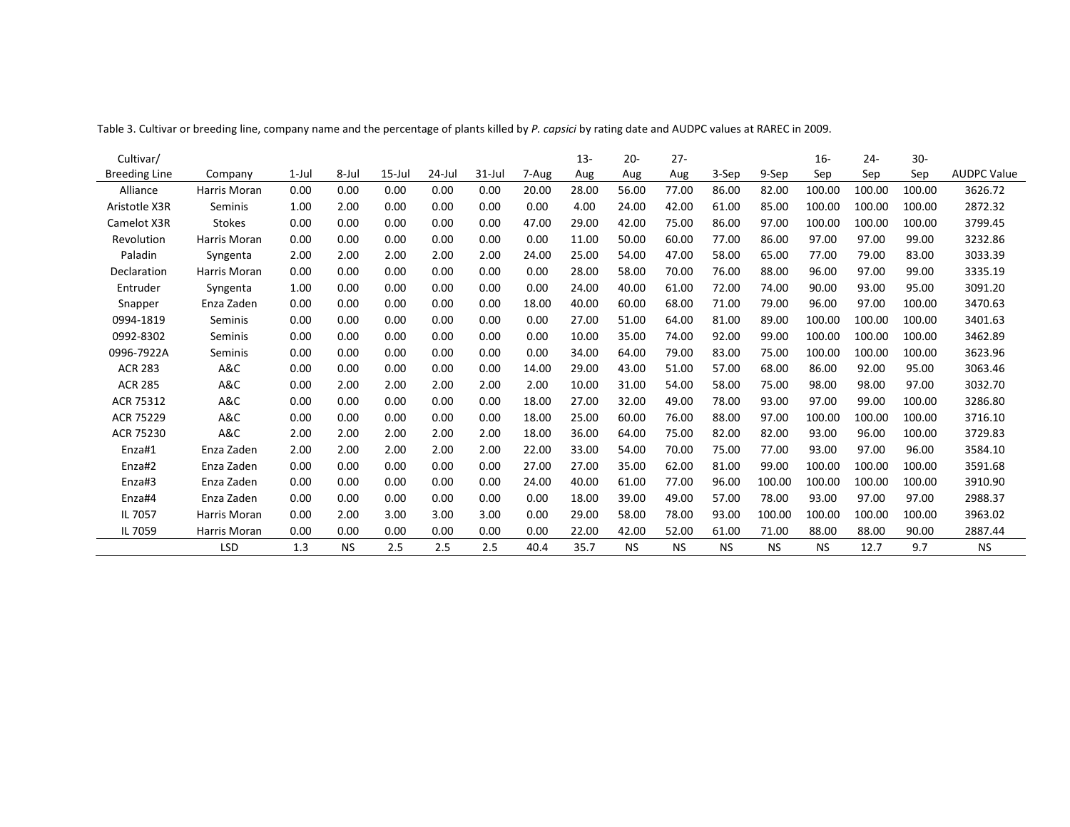Table 3. Cultivar or breeding line, company name and the percentage of plants killed by *P. capsici* by rating date and AUDPC values at RAREC in 2009.

| Cultivar/ Breeding Line | Company | 1-Jul | 8-Jul | 15-Jul | 24-Jul | 31-Jul | 7-Aug | 13-Aug | 20-Aug | 27-Aug | 3-Sep | 9-Sep | 16-Sep | 24-Sep | 30-Sep | AUDPC Value |
|---|---|---|---|---|---|---|---|---|---|---|---|---|---|---|---|---|
| Alliance | Harris Moran | 0.00 | 0.00 | 0.00 | 0.00 | 0.00 | 20.00 | 28.00 | 56.00 | 77.00 | 86.00 | 82.00 | 100.00 | 100.00 | 100.00 | 3626.72 |
| Aristotle X3R | Seminis | 1.00 | 2.00 | 0.00 | 0.00 | 0.00 | 0.00 | 4.00 | 24.00 | 42.00 | 61.00 | 85.00 | 100.00 | 100.00 | 100.00 | 2872.32 |
| Camelot X3R | Stokes | 0.00 | 0.00 | 0.00 | 0.00 | 0.00 | 47.00 | 29.00 | 42.00 | 75.00 | 86.00 | 97.00 | 100.00 | 100.00 | 100.00 | 3799.45 |
| Revolution | Harris Moran | 0.00 | 0.00 | 0.00 | 0.00 | 0.00 | 0.00 | 11.00 | 50.00 | 60.00 | 77.00 | 86.00 | 97.00 | 97.00 | 99.00 | 3232.86 |
| Paladin | Syngenta | 2.00 | 2.00 | 2.00 | 2.00 | 2.00 | 24.00 | 25.00 | 54.00 | 47.00 | 58.00 | 65.00 | 77.00 | 79.00 | 83.00 | 3033.39 |
| Declaration | Harris Moran | 0.00 | 0.00 | 0.00 | 0.00 | 0.00 | 0.00 | 28.00 | 58.00 | 70.00 | 76.00 | 88.00 | 96.00 | 97.00 | 99.00 | 3335.19 |
| Entruder | Syngenta | 1.00 | 0.00 | 0.00 | 0.00 | 0.00 | 0.00 | 24.00 | 40.00 | 61.00 | 72.00 | 74.00 | 90.00 | 93.00 | 95.00 | 3091.20 |
| Snapper | Enza Zaden | 0.00 | 0.00 | 0.00 | 0.00 | 0.00 | 18.00 | 40.00 | 60.00 | 68.00 | 71.00 | 79.00 | 96.00 | 97.00 | 100.00 | 3470.63 |
| 0994-1819 | Seminis | 0.00 | 0.00 | 0.00 | 0.00 | 0.00 | 0.00 | 27.00 | 51.00 | 64.00 | 81.00 | 89.00 | 100.00 | 100.00 | 100.00 | 3401.63 |
| 0992-8302 | Seminis | 0.00 | 0.00 | 0.00 | 0.00 | 0.00 | 0.00 | 10.00 | 35.00 | 74.00 | 92.00 | 99.00 | 100.00 | 100.00 | 100.00 | 3462.89 |
| 0996-7922A | Seminis | 0.00 | 0.00 | 0.00 | 0.00 | 0.00 | 0.00 | 34.00 | 64.00 | 79.00 | 83.00 | 75.00 | 100.00 | 100.00 | 100.00 | 3623.96 |
| ACR 283 | A&C | 0.00 | 0.00 | 0.00 | 0.00 | 0.00 | 14.00 | 29.00 | 43.00 | 51.00 | 57.00 | 68.00 | 86.00 | 92.00 | 95.00 | 3063.46 |
| ACR 285 | A&C | 0.00 | 2.00 | 2.00 | 2.00 | 2.00 | 2.00 | 10.00 | 31.00 | 54.00 | 58.00 | 75.00 | 98.00 | 98.00 | 97.00 | 3032.70 |
| ACR 75312 | A&C | 0.00 | 0.00 | 0.00 | 0.00 | 0.00 | 18.00 | 27.00 | 32.00 | 49.00 | 78.00 | 93.00 | 97.00 | 99.00 | 100.00 | 3286.80 |
| ACR 75229 | A&C | 0.00 | 0.00 | 0.00 | 0.00 | 0.00 | 18.00 | 25.00 | 60.00 | 76.00 | 88.00 | 97.00 | 100.00 | 100.00 | 100.00 | 3716.10 |
| ACR 75230 | A&C | 2.00 | 2.00 | 2.00 | 2.00 | 2.00 | 18.00 | 36.00 | 64.00 | 75.00 | 82.00 | 82.00 | 93.00 | 96.00 | 100.00 | 3729.83 |
| Enza#1 | Enza Zaden | 2.00 | 2.00 | 2.00 | 2.00 | 2.00 | 22.00 | 33.00 | 54.00 | 70.00 | 75.00 | 77.00 | 93.00 | 97.00 | 96.00 | 3584.10 |
| Enza#2 | Enza Zaden | 0.00 | 0.00 | 0.00 | 0.00 | 0.00 | 27.00 | 27.00 | 35.00 | 62.00 | 81.00 | 99.00 | 100.00 | 100.00 | 100.00 | 3591.68 |
| Enza#3 | Enza Zaden | 0.00 | 0.00 | 0.00 | 0.00 | 0.00 | 24.00 | 40.00 | 61.00 | 77.00 | 96.00 | 100.00 | 100.00 | 100.00 | 100.00 | 3910.90 |
| Enza#4 | Enza Zaden | 0.00 | 0.00 | 0.00 | 0.00 | 0.00 | 0.00 | 18.00 | 39.00 | 49.00 | 57.00 | 78.00 | 93.00 | 97.00 | 97.00 | 2988.37 |
| IL 7057 | Harris Moran | 0.00 | 2.00 | 3.00 | 3.00 | 3.00 | 0.00 | 29.00 | 58.00 | 78.00 | 93.00 | 100.00 | 100.00 | 100.00 | 100.00 | 3963.02 |
| IL 7059 | Harris Moran | 0.00 | 0.00 | 0.00 | 0.00 | 0.00 | 0.00 | 22.00 | 42.00 | 52.00 | 61.00 | 71.00 | 88.00 | 88.00 | 90.00 | 2887.44 |
| | LSD | 1.3 | NS | 2.5 | 2.5 | 2.5 | 40.4 | 35.7 | NS | NS | NS | NS | NS | 12.7 | 9.7 | NS |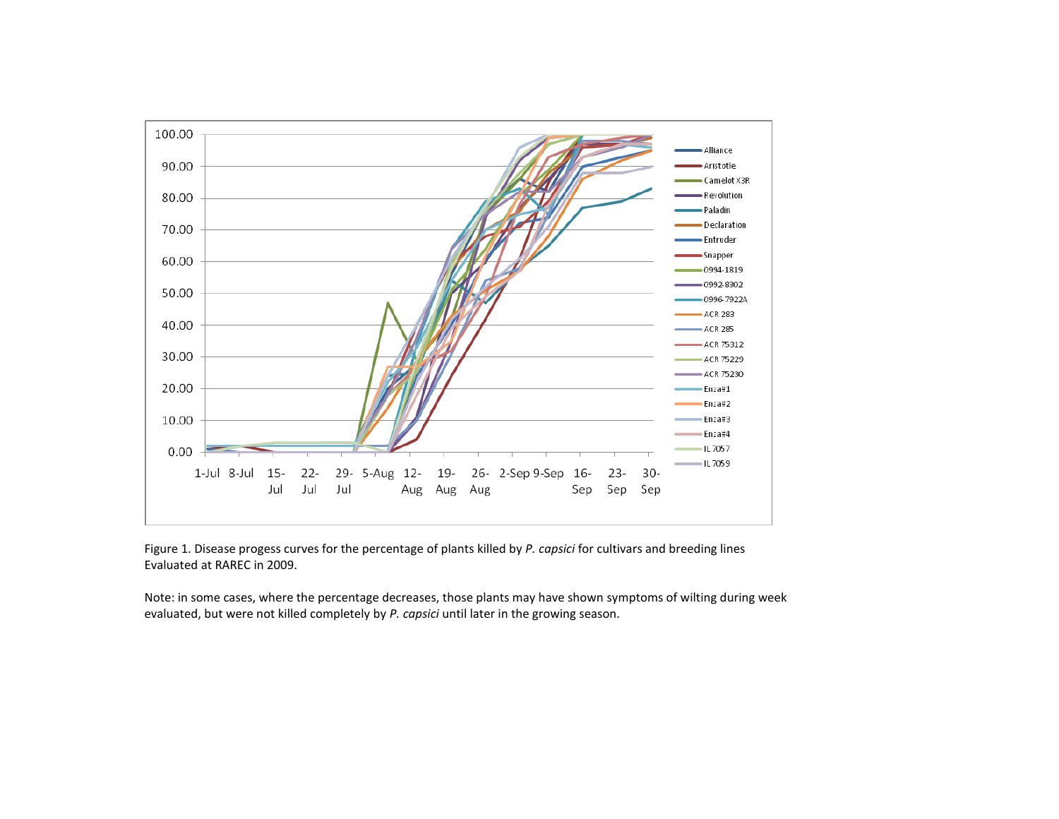100.00
90.00
80.00
70.00
60.00
50.00
40.00
30.00
20.00
10.00
0.00

1-Jul 8-Jul 15-Jul 22-Jul 29-Jul 5-Aug 12-Aug 19-Aug 26-Aug 2-Sep 9-Sep 16-Sep 23-Sep 30-Sep

Alliance
Aristotle
Camelot X3R
Revolution
Paladin
Declaration
Entruder
Snapper
0994-1819
0992-8302
0996-7922A
ACR 283
ACR 285
ACR 75312
ACR 75229
ACR 75230
Enza#1
Enza#2
Enza#3
Enza#4
IL 7057
IL 7059

Figure 1. Disease progess curves for the percentage of plants killed by *P. capsici* for cultivars and breeding lines Evaluated at RAREC in 2009.

Note: in some cases, where the percentage decreases, those plants may have shown symptoms of wilting during week evaluated, but were not killed completely by *P. capsici* until later in the growing season.